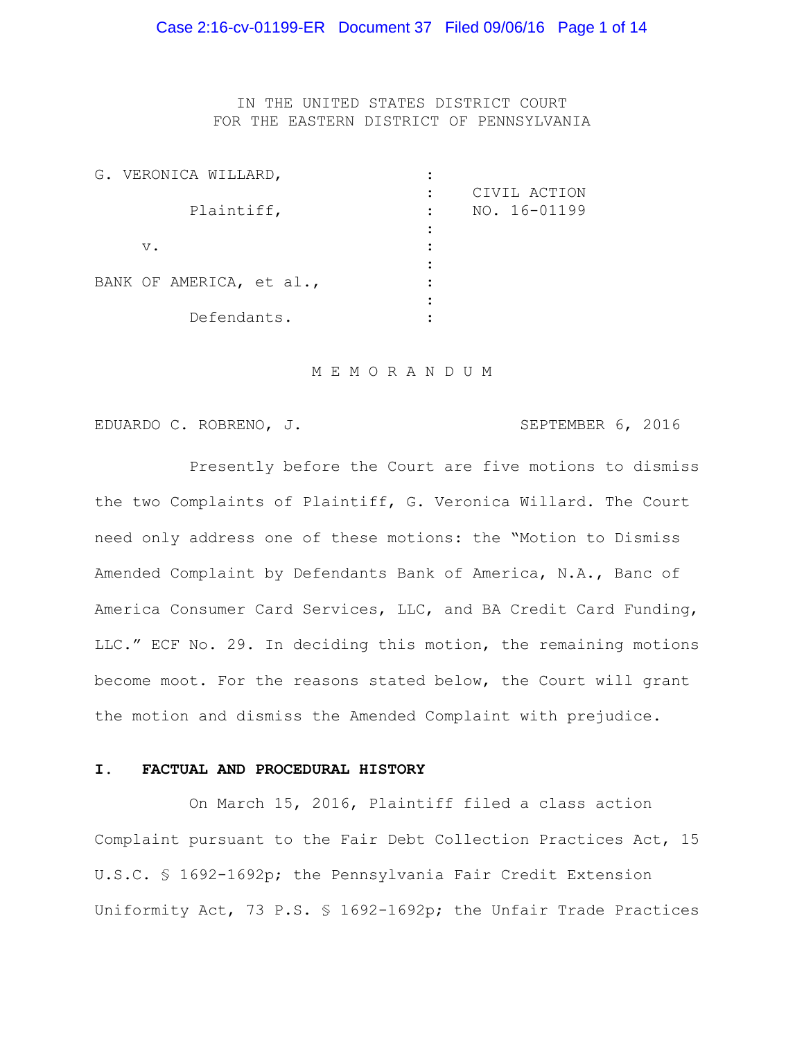IN THE UNITED STATES DISTRICT COURT
FOR THE EASTERN DISTRICT OF PENNSYLVANIA

| | | |
|---|---|---|
| G. VERONICA WILLARD, | : | |
| | : | CIVIL ACTION |
| Plaintiff, | : | NO. 16-01199 |
| | : | |
| v. | : | |
| | : | |
| BANK OF AMERICA, et al., | : | |
| | : | |
| Defendants. | : | |

# M E M O R A N D U M

EDUARDO C. ROBRENO, J. SEPTEMBER 6, 2016

Presently before the Court are five motions to dismiss the two Complaints of Plaintiff, G. Veronica Willard. The Court need only address one of these motions: the "Motion to Dismiss Amended Complaint by Defendants Bank of America, N.A., Banc of America Consumer Card Services, LLC, and BA Credit Card Funding, LLC." ECF No. 29. In deciding this motion, the remaining motions become moot. For the reasons stated below, the Court will grant the motion and dismiss the Amended Complaint with prejudice.

## I. FACTUAL AND PROCEDURAL HISTORY

On March 15, 2016, Plaintiff filed a class action Complaint pursuant to the Fair Debt Collection Practices Act, 15 U.S.C. § 1692-1692p; the Pennsylvania Fair Credit Extension Uniformity Act, 73 P.S. § 1692-1692p; the Unfair Trade Practices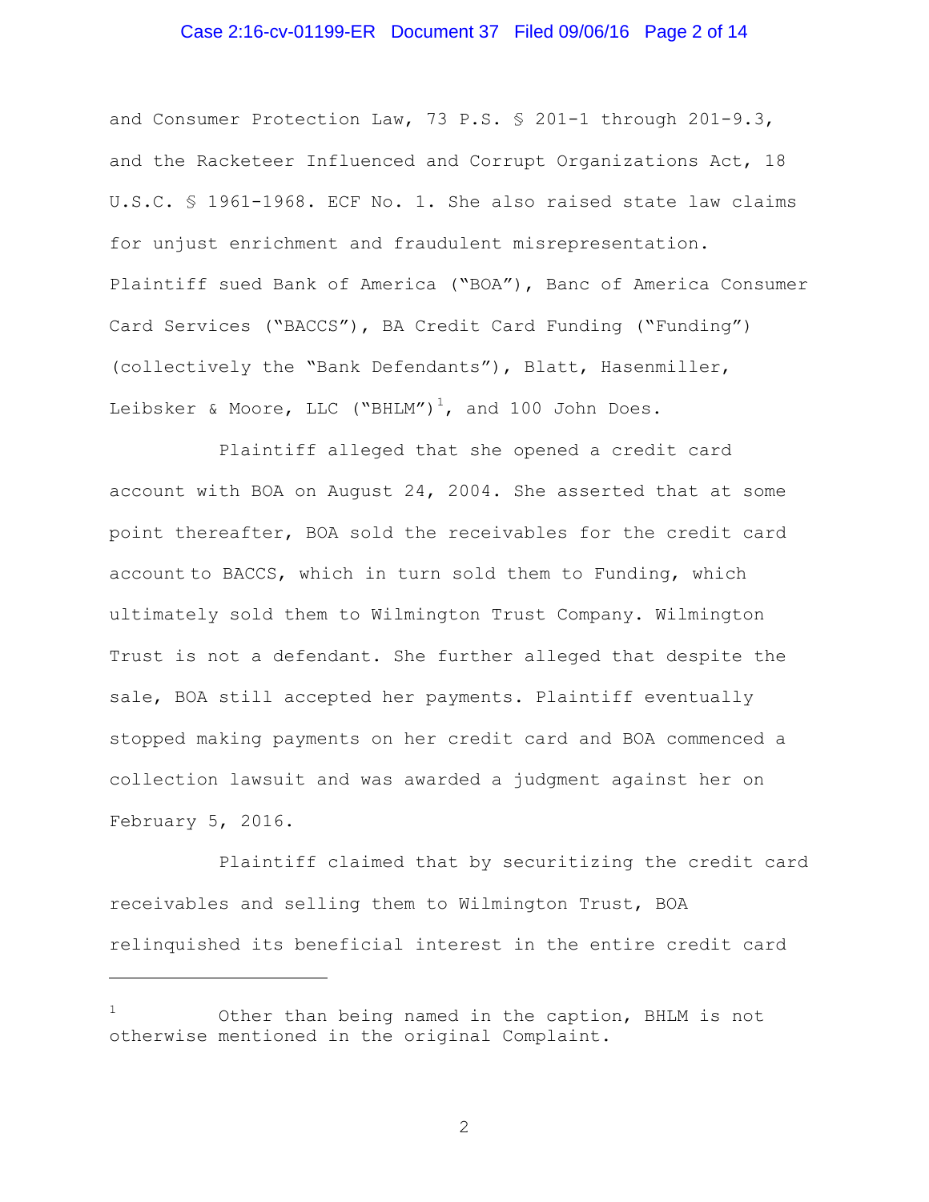and Consumer Protection Law, 73 P.S. § 201-1 through 201-9.3, and the Racketeer Influenced and Corrupt Organizations Act, 18 U.S.C. § 1961-1968. ECF No. 1. She also raised state law claims for unjust enrichment and fraudulent misrepresentation. Plaintiff sued Bank of America ("BOA"), Banc of America Consumer Card Services ("BACCS"), BA Credit Card Funding ("Funding") (collectively the "Bank Defendants"), Blatt, Hasenmiller, Leibsker & Moore, LLC ("BHLM")[1], and 100 John Does.

Plaintiff alleged that she opened a credit card account with BOA on August 24, 2004. She asserted that at some point thereafter, BOA sold the receivables for the credit card account to BACCS, which in turn sold them to Funding, which ultimately sold them to Wilmington Trust Company. Wilmington Trust is not a defendant. She further alleged that despite the sale, BOA still accepted her payments. Plaintiff eventually stopped making payments on her credit card and BOA commenced a collection lawsuit and was awarded a judgment against her on February 5, 2016.

Plaintiff claimed that by securitizing the credit card receivables and selling them to Wilmington Trust, BOA relinquished its beneficial interest in the entire credit card

---

[1] Other than being named in the caption, BHLM is not otherwise mentioned in the original Complaint.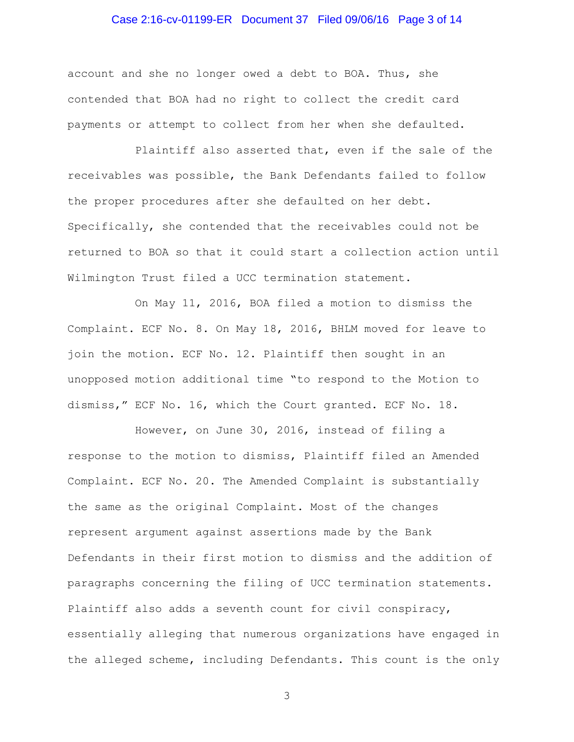account and she no longer owed a debt to BOA. Thus, she contended that BOA had no right to collect the credit card payments or attempt to collect from her when she defaulted.

Plaintiff also asserted that, even if the sale of the receivables was possible, the Bank Defendants failed to follow the proper procedures after she defaulted on her debt. Specifically, she contended that the receivables could not be returned to BOA so that it could start a collection action until Wilmington Trust filed a UCC termination statement.

On May 11, 2016, BOA filed a motion to dismiss the Complaint. ECF No. 8. On May 18, 2016, BHLM moved for leave to join the motion. ECF No. 12. Plaintiff then sought in an unopposed motion additional time "to respond to the Motion to dismiss," ECF No. 16, which the Court granted. ECF No. 18.

However, on June 30, 2016, instead of filing a response to the motion to dismiss, Plaintiff filed an Amended Complaint. ECF No. 20. The Amended Complaint is substantially the same as the original Complaint. Most of the changes represent argument against assertions made by the Bank Defendants in their first motion to dismiss and the addition of paragraphs concerning the filing of UCC termination statements. Plaintiff also adds a seventh count for civil conspiracy, essentially alleging that numerous organizations have engaged in the alleged scheme, including Defendants. This count is the only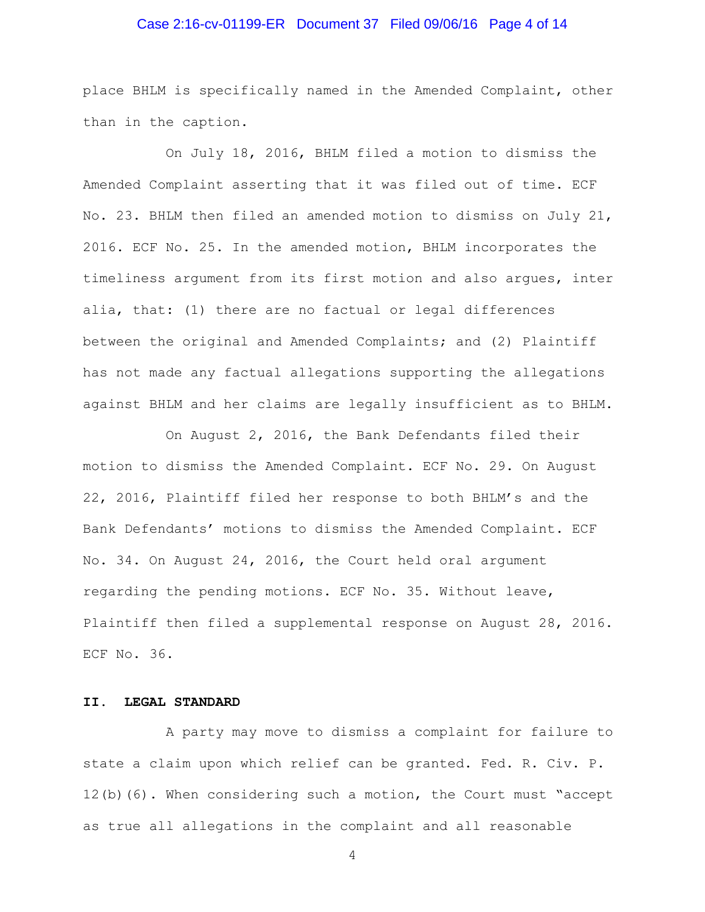place BHLM is specifically named in the Amended Complaint, other than in the caption.

On July 18, 2016, BHLM filed a motion to dismiss the Amended Complaint asserting that it was filed out of time. ECF No. 23. BHLM then filed an amended motion to dismiss on July 21, 2016. ECF No. 25. In the amended motion, BHLM incorporates the timeliness argument from its first motion and also argues, inter alia, that: (1) there are no factual or legal differences between the original and Amended Complaints; and (2) Plaintiff has not made any factual allegations supporting the allegations against BHLM and her claims are legally insufficient as to BHLM.

On August 2, 2016, the Bank Defendants filed their motion to dismiss the Amended Complaint. ECF No. 29. On August 22, 2016, Plaintiff filed her response to both BHLM's and the Bank Defendants' motions to dismiss the Amended Complaint. ECF No. 34. On August 24, 2016, the Court held oral argument regarding the pending motions. ECF No. 35. Without leave, Plaintiff then filed a supplemental response on August 28, 2016. ECF No. 36.

## II. LEGAL STANDARD

A party may move to dismiss a complaint for failure to state a claim upon which relief can be granted. Fed. R. Civ. P. 12(b)(6). When considering such a motion, the Court must "accept as true all allegations in the complaint and all reasonable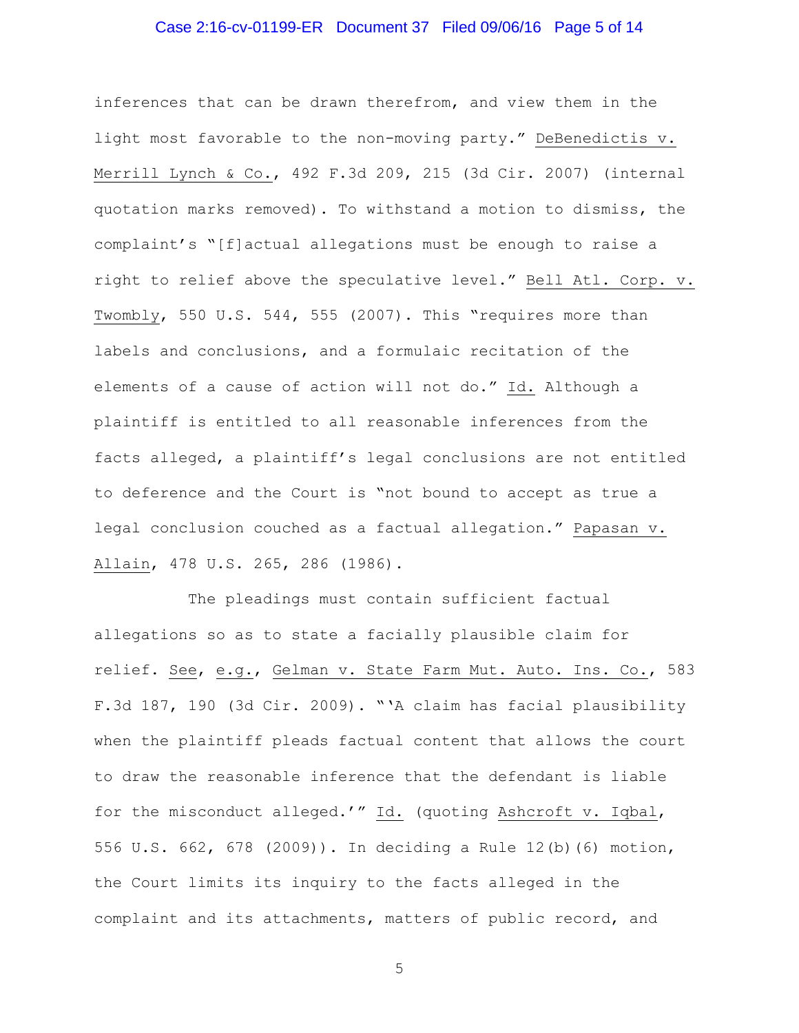inferences that can be drawn therefrom, and view them in the light most favorable to the non-moving party." DeBenedictis v. Merrill Lynch & Co., 492 F.3d 209, 215 (3d Cir. 2007) (internal quotation marks removed). To withstand a motion to dismiss, the complaint's "[f]actual allegations must be enough to raise a right to relief above the speculative level." Bell Atl. Corp. v. Twombly, 550 U.S. 544, 555 (2007). This "requires more than labels and conclusions, and a formulaic recitation of the elements of a cause of action will not do." Id. Although a plaintiff is entitled to all reasonable inferences from the facts alleged, a plaintiff's legal conclusions are not entitled to deference and the Court is "not bound to accept as true a legal conclusion couched as a factual allegation." Papasan v. Allain, 478 U.S. 265, 286 (1986).

The pleadings must contain sufficient factual allegations so as to state a facially plausible claim for relief. See, e.g., Gelman v. State Farm Mut. Auto. Ins. Co., 583 F.3d 187, 190 (3d Cir. 2009). "'A claim has facial plausibility when the plaintiff pleads factual content that allows the court to draw the reasonable inference that the defendant is liable for the misconduct alleged.'" Id. (quoting Ashcroft v. Iqbal, 556 U.S. 662, 678 (2009)). In deciding a Rule 12(b)(6) motion, the Court limits its inquiry to the facts alleged in the complaint and its attachments, matters of public record, and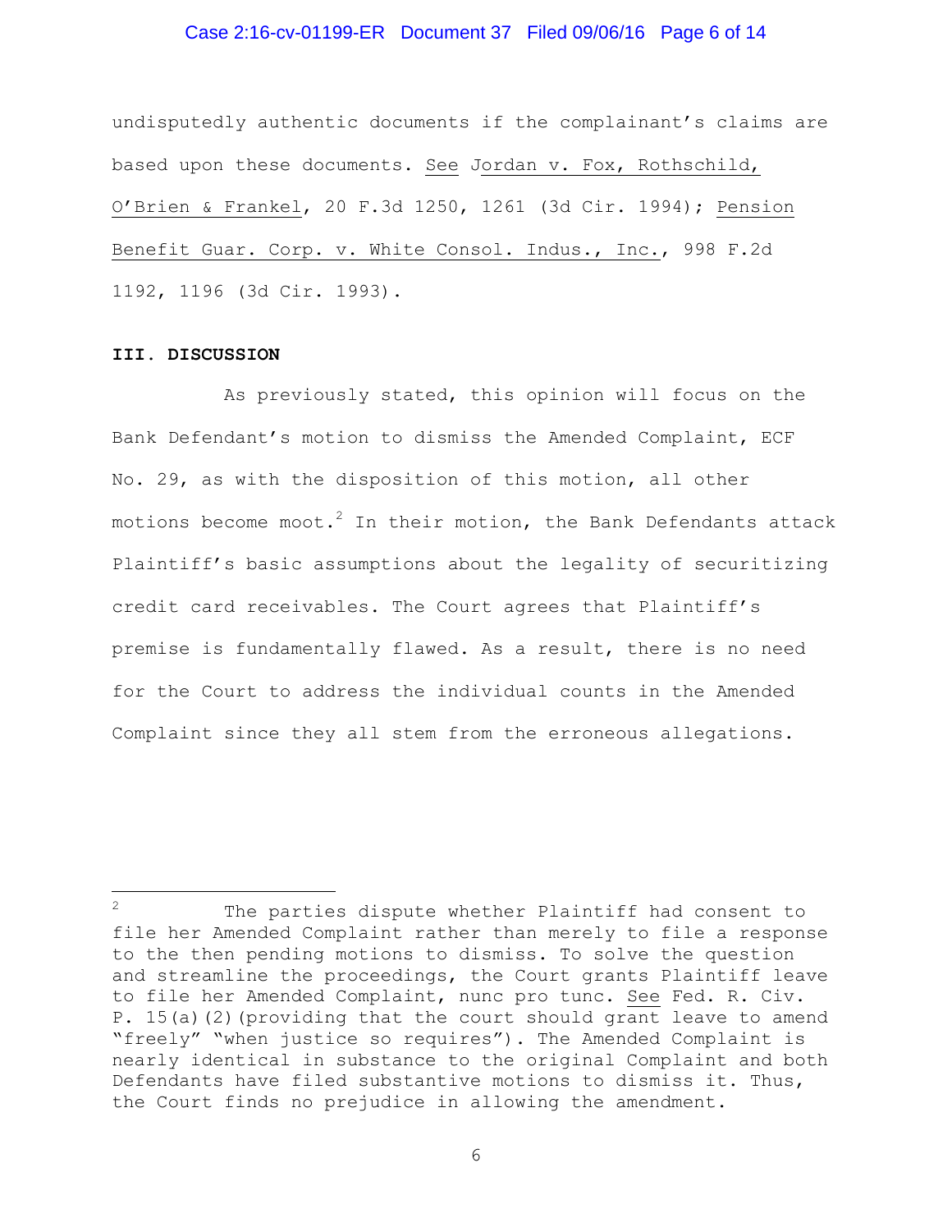undisputedly authentic documents if the complainant's claims are based upon these documents. See Jordan v. Fox, Rothschild, O'Brien & Frankel, 20 F.3d 1250, 1261 (3d Cir. 1994); Pension Benefit Guar. Corp. v. White Consol. Indus., Inc., 998 F.2d 1192, 1196 (3d Cir. 1993).

**III. DISCUSSION**

As previously stated, this opinion will focus on the Bank Defendant's motion to dismiss the Amended Complaint, ECF No. 29, as with the disposition of this motion, all other motions become moot.[2] In their motion, the Bank Defendants attack Plaintiff's basic assumptions about the legality of securitizing credit card receivables. The Court agrees that Plaintiff's premise is fundamentally flawed. As a result, there is no need for the Court to address the individual counts in the Amended Complaint since they all stem from the erroneous allegations.

---

[2] The parties dispute whether Plaintiff had consent to file her Amended Complaint rather than merely to file a response to the then pending motions to dismiss. To solve the question and streamline the proceedings, the Court grants Plaintiff leave to file her Amended Complaint, nunc pro tunc. See Fed. R. Civ. P. 15(a)(2)(providing that the court should grant leave to amend "freely" "when justice so requires"). The Amended Complaint is nearly identical in substance to the original Complaint and both Defendants have filed substantive motions to dismiss it. Thus, the Court finds no prejudice in allowing the amendment.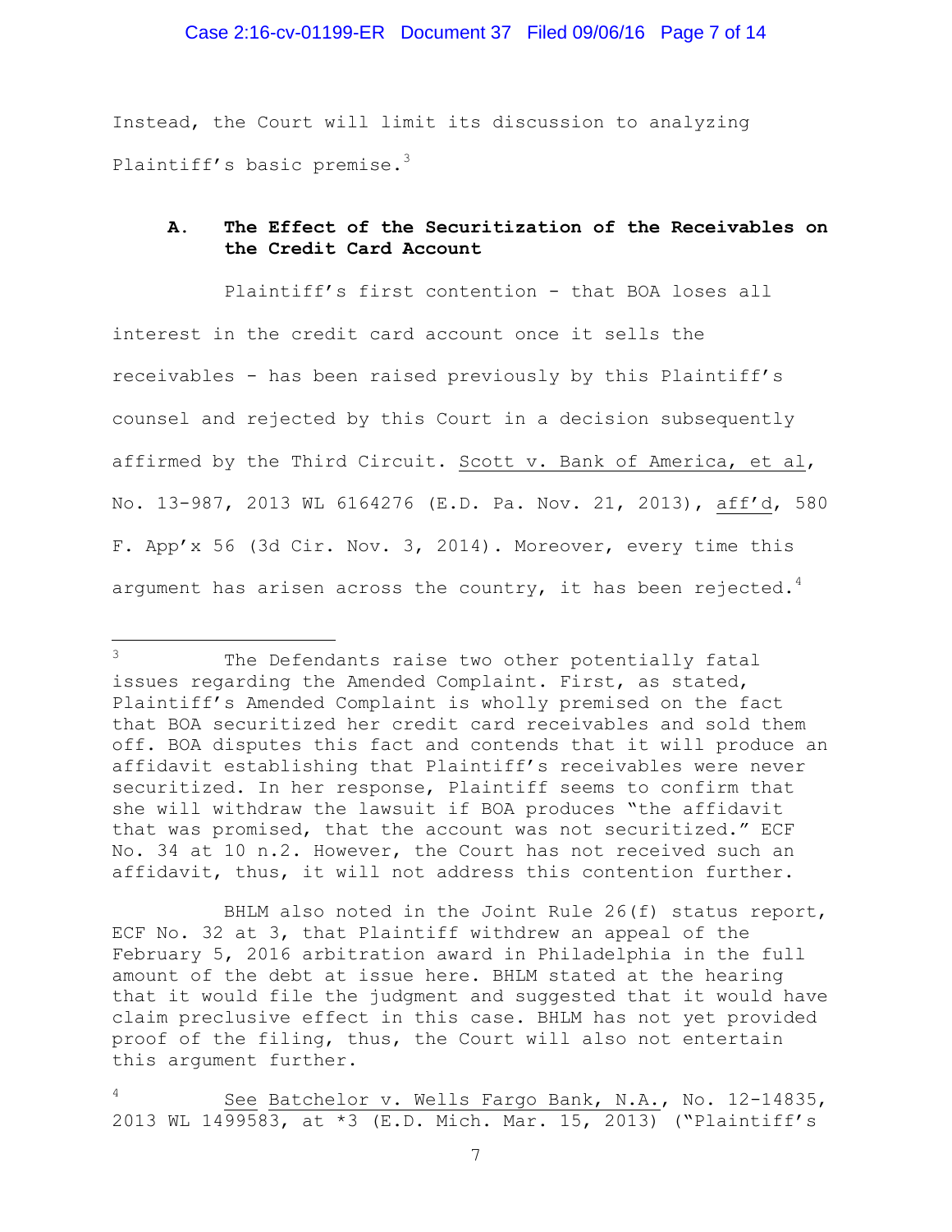Instead, the Court will limit its discussion to analyzing Plaintiff's basic premise.[3]

### A. The Effect of the Securitization of the Receivables on the Credit Card Account

Plaintiff's first contention - that BOA loses all interest in the credit card account once it sells the receivables - has been raised previously by this Plaintiff's counsel and rejected by this Court in a decision subsequently affirmed by the Third Circuit. Scott v. Bank of America, et al, No. 13-987, 2013 WL 6164276 (E.D. Pa. Nov. 21, 2013), aff'd, 580 F. App'x 56 (3d Cir. Nov. 3, 2014). Moreover, every time this argument has arisen across the country, it has been rejected.[4]

---

[3] The Defendants raise two other potentially fatal issues regarding the Amended Complaint. First, as stated, Plaintiff's Amended Complaint is wholly premised on the fact that BOA securitized her credit card receivables and sold them off. BOA disputes this fact and contends that it will produce an affidavit establishing that Plaintiff's receivables were never securitized. In her response, Plaintiff seems to confirm that she will withdraw the lawsuit if BOA produces "the affidavit that was promised, that the account was not securitized." ECF No. 34 at 10 n.2. However, the Court has not received such an affidavit, thus, it will not address this contention further.

BHLM also noted in the Joint Rule 26(f) status report, ECF No. 32 at 3, that Plaintiff withdrew an appeal of the February 5, 2016 arbitration award in Philadelphia in the full amount of the debt at issue here. BHLM stated at the hearing that it would file the judgment and suggested that it would have claim preclusive effect in this case. BHLM has not yet provided proof of the filing, thus, the Court will also not entertain this argument further.

[4] See Batchelor v. Wells Fargo Bank, N.A., No. 12-14835, 2013 WL 1499583, at *3 (E.D. Mich. Mar. 15, 2013) ("Plaintiff's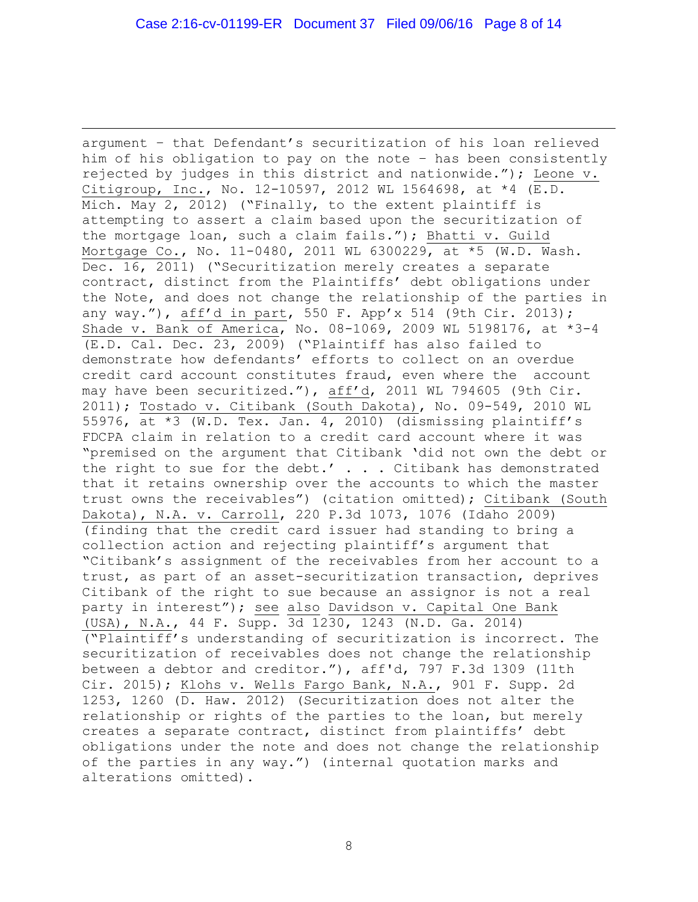argument – that Defendant's securitization of his loan relieved him of his obligation to pay on the note – has been consistently rejected by judges in this district and nationwide."); Leone v. Citigroup, Inc., No. 12-10597, 2012 WL 1564698, at *4 (E.D. Mich. May 2, 2012) ("Finally, to the extent plaintiff is attempting to assert a claim based upon the securitization of the mortgage loan, such a claim fails."); Bhatti v. Guild Mortgage Co., No. 11-0480, 2011 WL 6300229, at *5 (W.D. Wash. Dec. 16, 2011) ("Securitization merely creates a separate contract, distinct from the Plaintiffs' debt obligations under the Note, and does not change the relationship of the parties in any way."), aff'd in part, 550 F. App'x 514 (9th Cir. 2013); Shade v. Bank of America, No. 08-1069, 2009 WL 5198176, at *3-4 (E.D. Cal. Dec. 23, 2009) ("Plaintiff has also failed to demonstrate how defendants' efforts to collect on an overdue credit card account constitutes fraud, even where the account may have been securitized."), aff'd, 2011 WL 794605 (9th Cir. 2011); Tostado v. Citibank (South Dakota), No. 09-549, 2010 WL 55976, at *3 (W.D. Tex. Jan. 4, 2010) (dismissing plaintiff's FDCPA claim in relation to a credit card account where it was "premised on the argument that Citibank 'did not own the debt or the right to sue for the debt.' . . . Citibank has demonstrated that it retains ownership over the accounts to which the master trust owns the receivables") (citation omitted); Citibank (South Dakota), N.A. v. Carroll, 220 P.3d 1073, 1076 (Idaho 2009) (finding that the credit card issuer had standing to bring a collection action and rejecting plaintiff's argument that "Citibank's assignment of the receivables from her account to a trust, as part of an asset-securitization transaction, deprives Citibank of the right to sue because an assignor is not a real party in interest"); see also Davidson v. Capital One Bank (USA), N.A., 44 F. Supp. 3d 1230, 1243 (N.D. Ga. 2014) ("Plaintiff's understanding of securitization is incorrect. The securitization of receivables does not change the relationship between a debtor and creditor."), aff'd, 797 F.3d 1309 (11th Cir. 2015); Klohs v. Wells Fargo Bank, N.A., 901 F. Supp. 2d 1253, 1260 (D. Haw. 2012) (Securitization does not alter the relationship or rights of the parties to the loan, but merely creates a separate contract, distinct from plaintiffs' debt obligations under the note and does not change the relationship of the parties in any way.") (internal quotation marks and alterations omitted).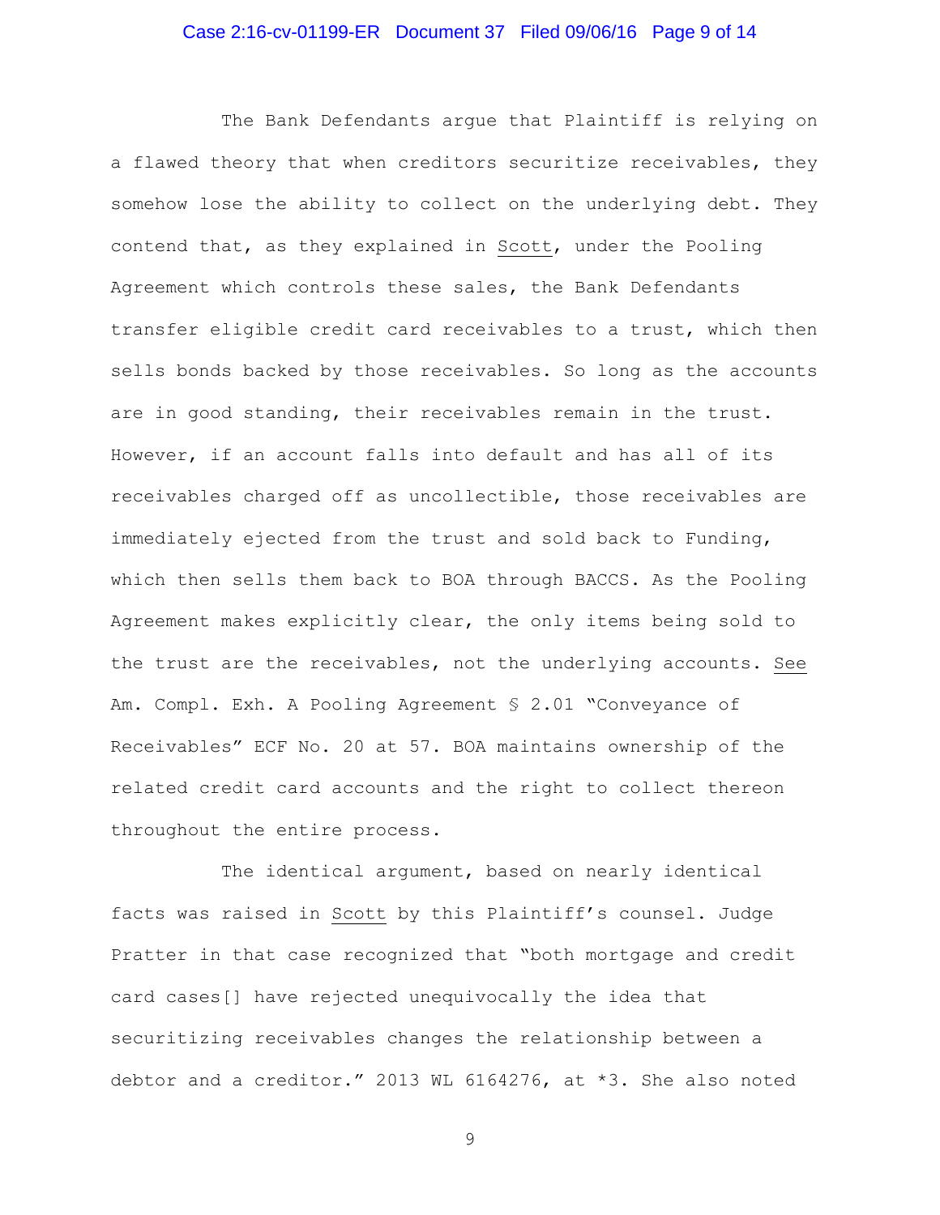The Bank Defendants argue that Plaintiff is relying on a flawed theory that when creditors securitize receivables, they somehow lose the ability to collect on the underlying debt. They contend that, as they explained in Scott, under the Pooling Agreement which controls these sales, the Bank Defendants transfer eligible credit card receivables to a trust, which then sells bonds backed by those receivables. So long as the accounts are in good standing, their receivables remain in the trust. However, if an account falls into default and has all of its receivables charged off as uncollectible, those receivables are immediately ejected from the trust and sold back to Funding, which then sells them back to BOA through BACCS. As the Pooling Agreement makes explicitly clear, the only items being sold to the trust are the receivables, not the underlying accounts. See Am. Compl. Exh. A Pooling Agreement § 2.01 "Conveyance of Receivables" ECF No. 20 at 57. BOA maintains ownership of the related credit card accounts and the right to collect thereon throughout the entire process.

The identical argument, based on nearly identical facts was raised in Scott by this Plaintiff's counsel. Judge Pratter in that case recognized that "both mortgage and credit card cases[] have rejected unequivocally the idea that securitizing receivables changes the relationship between a debtor and a creditor." 2013 WL 6164276, at *3. She also noted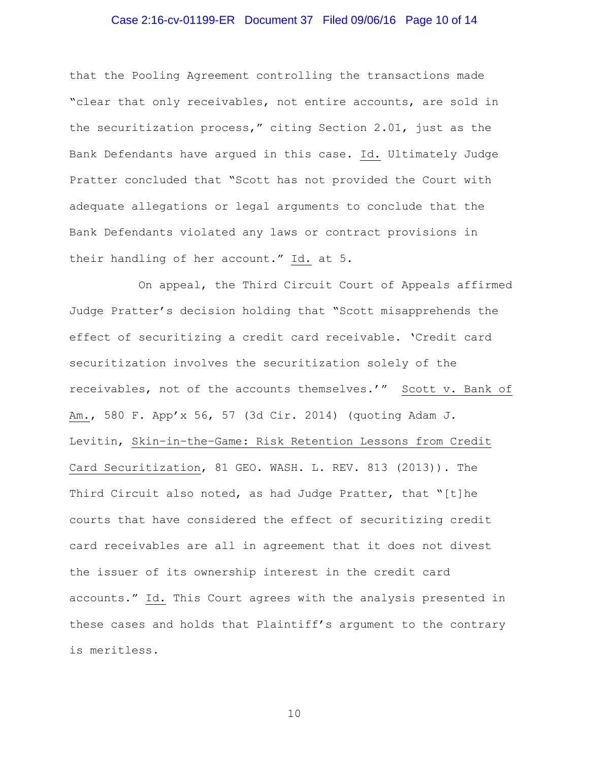that the Pooling Agreement controlling the transactions made "clear that only receivables, not entire accounts, are sold in the securitization process," citing Section 2.01, just as the Bank Defendants have argued in this case. Id. Ultimately Judge Pratter concluded that "Scott has not provided the Court with adequate allegations or legal arguments to conclude that the Bank Defendants violated any laws or contract provisions in their handling of her account." Id. at 5.

On appeal, the Third Circuit Court of Appeals affirmed Judge Pratter's decision holding that "Scott misapprehends the effect of securitizing a credit card receivable. 'Credit card securitization involves the securitization solely of the receivables, not of the accounts themselves.'" Scott v. Bank of Am., 580 F. App'x 56, 57 (3d Cir. 2014) (quoting Adam J. Levitin, Skin-in-the-Game: Risk Retention Lessons from Credit Card Securitization, 81 GEO. WASH. L. REV. 813 (2013)). The Third Circuit also noted, as had Judge Pratter, that "[t]he courts that have considered the effect of securitizing credit card receivables are all in agreement that it does not divest the issuer of its ownership interest in the credit card accounts." Id. This Court agrees with the analysis presented in these cases and holds that Plaintiff's argument to the contrary is meritless.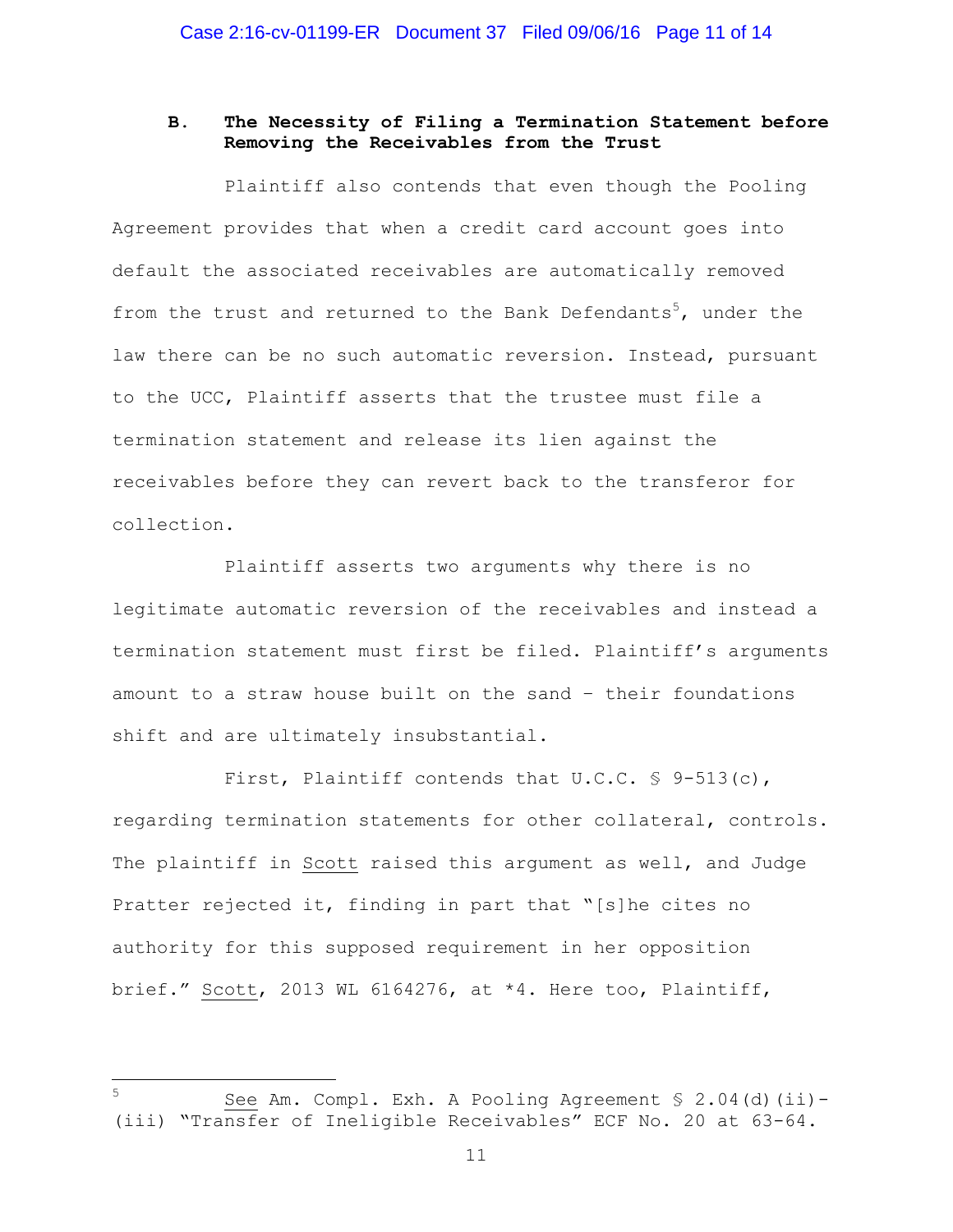### B. The Necessity of Filing a Termination Statement before Removing the Receivables from the Trust

Plaintiff also contends that even though the Pooling Agreement provides that when a credit card account goes into default the associated receivables are automatically removed from the trust and returned to the Bank Defendants[5], under the law there can be no such automatic reversion. Instead, pursuant to the UCC, Plaintiff asserts that the trustee must file a termination statement and release its lien against the receivables before they can revert back to the transferor for collection.

Plaintiff asserts two arguments why there is no legitimate automatic reversion of the receivables and instead a termination statement must first be filed. Plaintiff's arguments amount to a straw house built on the sand – their foundations shift and are ultimately insubstantial.

First, Plaintiff contends that U.C.C. § 9-513(c), regarding termination statements for other collateral, controls. The plaintiff in Scott raised this argument as well, and Judge Pratter rejected it, finding in part that "[s]he cites no authority for this supposed requirement in her opposition brief." Scott, 2013 WL 6164276, at *4. Here too, Plaintiff,

---

[5] See Am. Compl. Exh. A Pooling Agreement § 2.04(d)(ii)-(iii) "Transfer of Ineligible Receivables" ECF No. 20 at 63-64.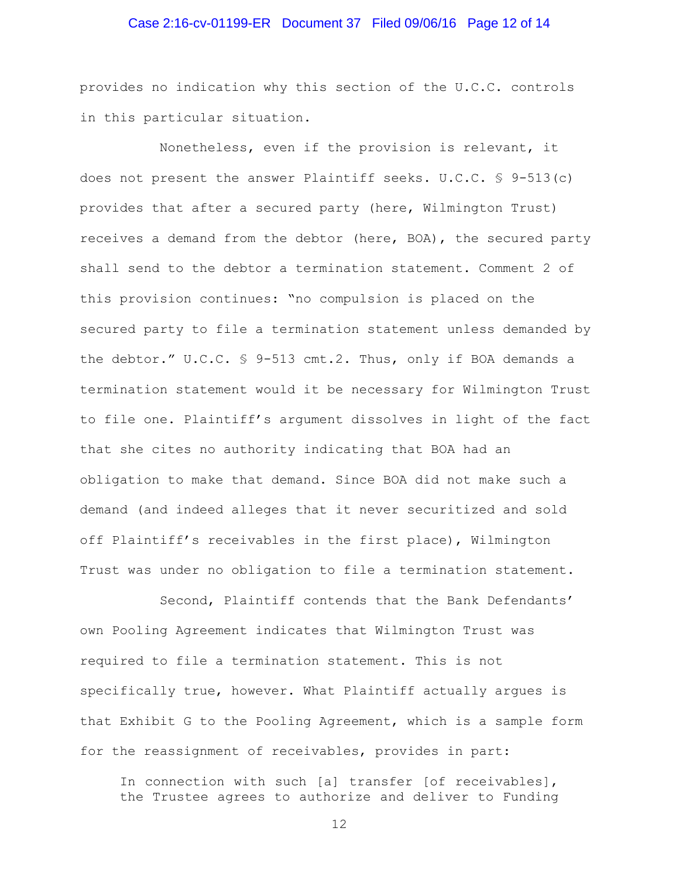provides no indication why this section of the U.C.C. controls in this particular situation.

Nonetheless, even if the provision is relevant, it does not present the answer Plaintiff seeks. U.C.C. § 9-513(c) provides that after a secured party (here, Wilmington Trust) receives a demand from the debtor (here, BOA), the secured party shall send to the debtor a termination statement. Comment 2 of this provision continues: "no compulsion is placed on the secured party to file a termination statement unless demanded by the debtor." U.C.C. § 9-513 cmt.2. Thus, only if BOA demands a termination statement would it be necessary for Wilmington Trust to file one. Plaintiff's argument dissolves in light of the fact that she cites no authority indicating that BOA had an obligation to make that demand. Since BOA did not make such a demand (and indeed alleges that it never securitized and sold off Plaintiff's receivables in the first place), Wilmington Trust was under no obligation to file a termination statement.

Second, Plaintiff contends that the Bank Defendants' own Pooling Agreement indicates that Wilmington Trust was required to file a termination statement. This is not specifically true, however. What Plaintiff actually argues is that Exhibit G to the Pooling Agreement, which is a sample form for the reassignment of receivables, provides in part:

> In connection with such [a] transfer [of receivables], the Trustee agrees to authorize and deliver to Funding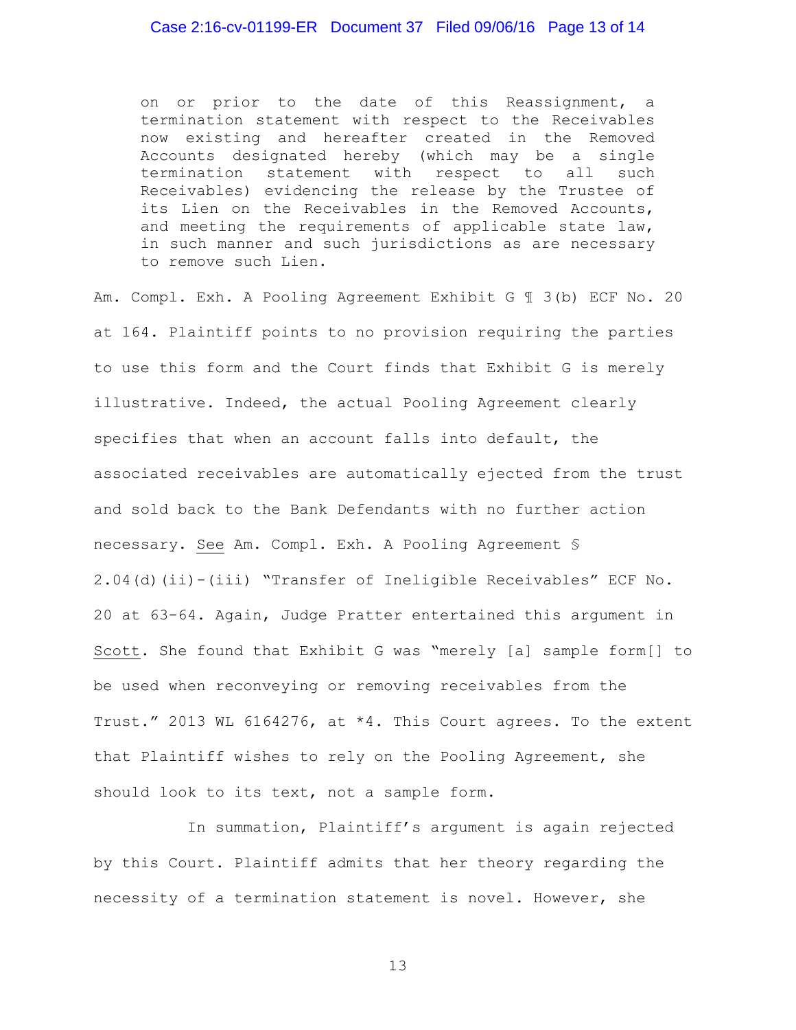> on or prior to the date of this Reassignment, a termination statement with respect to the Receivables now existing and hereafter created in the Removed Accounts designated hereby (which may be a single termination statement with respect to all such Receivables) evidencing the release by the Trustee of its Lien on the Receivables in the Removed Accounts, and meeting the requirements of applicable state law, in such manner and such jurisdictions as are necessary to remove such Lien.

Am. Compl. Exh. A Pooling Agreement Exhibit G ¶ 3(b) ECF No. 20 at 164. Plaintiff points to no provision requiring the parties to use this form and the Court finds that Exhibit G is merely illustrative. Indeed, the actual Pooling Agreement clearly specifies that when an account falls into default, the associated receivables are automatically ejected from the trust and sold back to the Bank Defendants with no further action necessary. <u>See</u> Am. Compl. Exh. A Pooling Agreement § 2.04(d)(ii)-(iii) "Transfer of Ineligible Receivables" ECF No. 20 at 63-64. Again, Judge Pratter entertained this argument in <u>Scott</u>. She found that Exhibit G was "merely [a] sample form[] to be used when reconveying or removing receivables from the Trust." 2013 WL 6164276, at *4. This Court agrees. To the extent that Plaintiff wishes to rely on the Pooling Agreement, she should look to its text, not a sample form.

In summation, Plaintiff's argument is again rejected by this Court. Plaintiff admits that her theory regarding the necessity of a termination statement is novel. However, she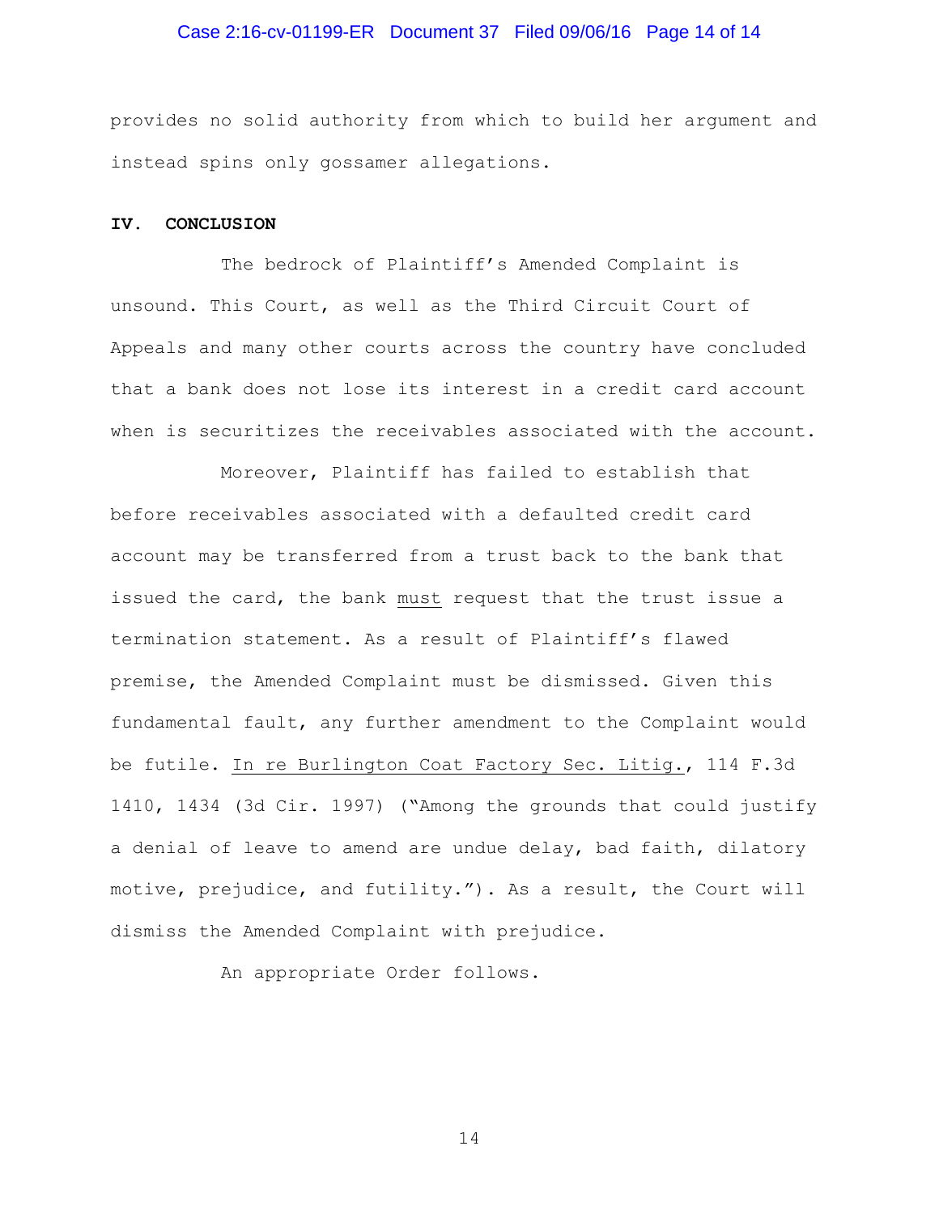provides no solid authority from which to build her argument and instead spins only gossamer allegations.

**IV. CONCLUSION**

The bedrock of Plaintiff's Amended Complaint is unsound. This Court, as well as the Third Circuit Court of Appeals and many other courts across the country have concluded that a bank does not lose its interest in a credit card account when is securitizes the receivables associated with the account.

Moreover, Plaintiff has failed to establish that before receivables associated with a defaulted credit card account may be transferred from a trust back to the bank that issued the card, the bank must request that the trust issue a termination statement. As a result of Plaintiff's flawed premise, the Amended Complaint must be dismissed. Given this fundamental fault, any further amendment to the Complaint would be futile. In re Burlington Coat Factory Sec. Litig., 114 F.3d 1410, 1434 (3d Cir. 1997) ("Among the grounds that could justify a denial of leave to amend are undue delay, bad faith, dilatory motive, prejudice, and futility."). As a result, the Court will dismiss the Amended Complaint with prejudice.

An appropriate Order follows.